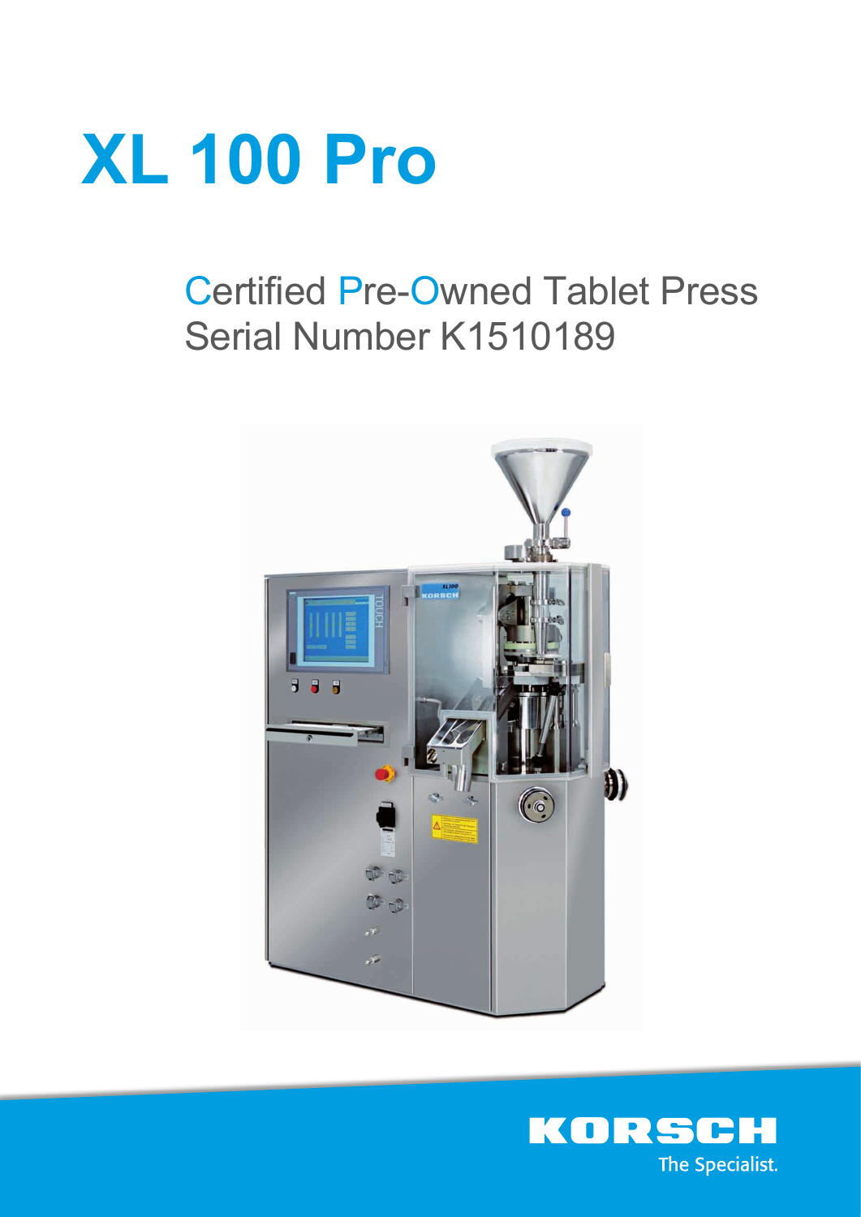# XL 100 Pro

## Certified Pre-Owned Tablet Press
## Serial Number K1510189

KORSCH

The Specialist.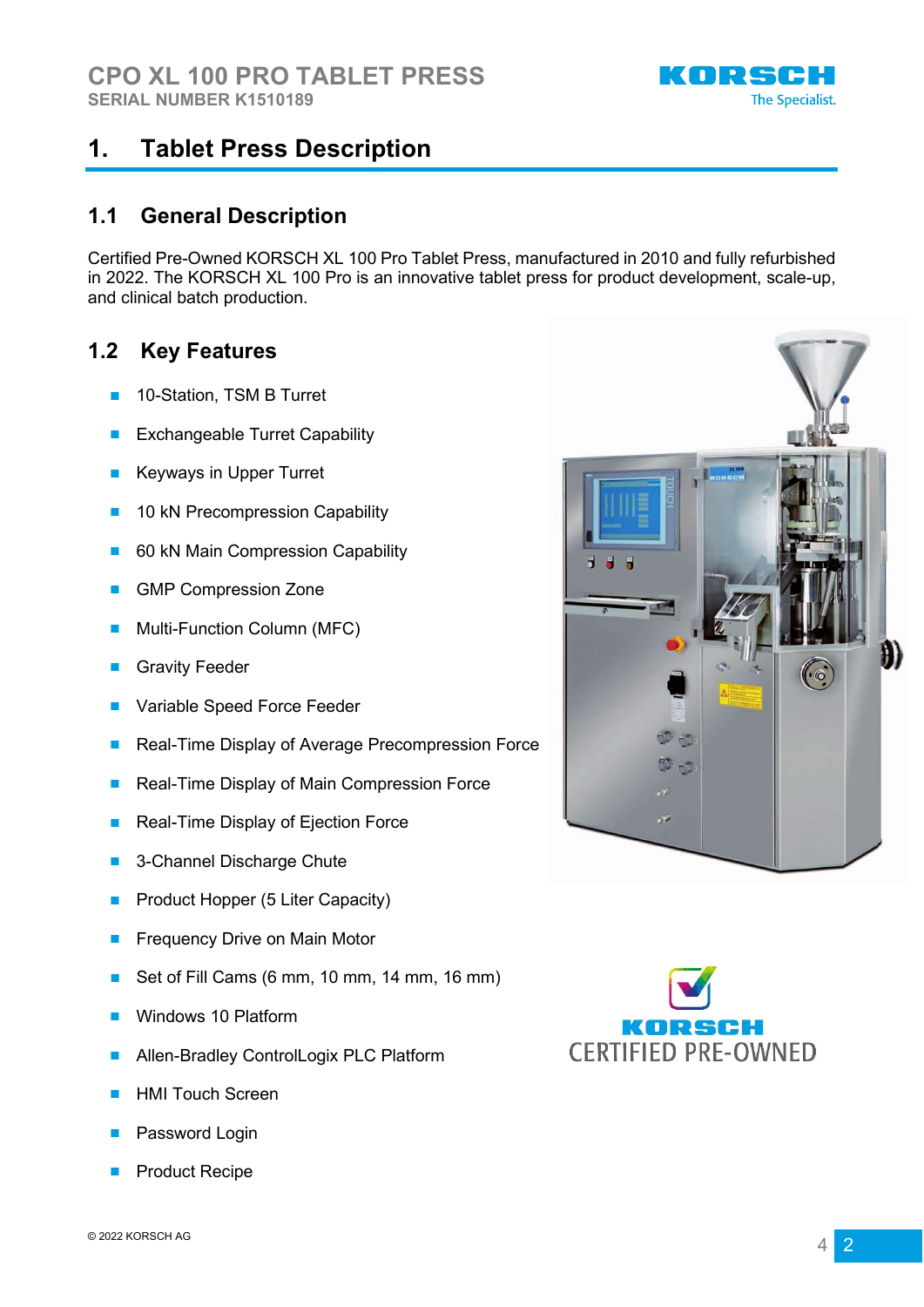# 1. Tablet Press Description

## 1.1 General Description

Certified Pre-Owned KORSCH XL 100 Pro Tablet Press, manufactured in 2010 and fully refurbished in 2022. The KORSCH XL 100 Pro is an innovative tablet press for product development, scale-up, and clinical batch production.

## 1.2 Key Features

- 10-Station, TSM B Turret
- Exchangeable Turret Capability
- Keyways in Upper Turret
- 10 kN Precompression Capability
- 60 kN Main Compression Capability
- GMP Compression Zone
- Multi-Function Column (MFC)
- Gravity Feeder
- Variable Speed Force Feeder
- Real-Time Display of Average Precompression Force
- Real-Time Display of Main Compression Force
- Real-Time Display of Ejection Force
- 3-Channel Discharge Chute
- Product Hopper (5 Liter Capacity)
- Frequency Drive on Main Motor
- Set of Fill Cams (6 mm, 10 mm, 14 mm, 16 mm)
- Windows 10 Platform
- Allen-Bradley ControlLogix PLC Platform
- HMI Touch Screen
- Password Login
- Product Recipe

KORSCH CERTIFIED PRE-OWNED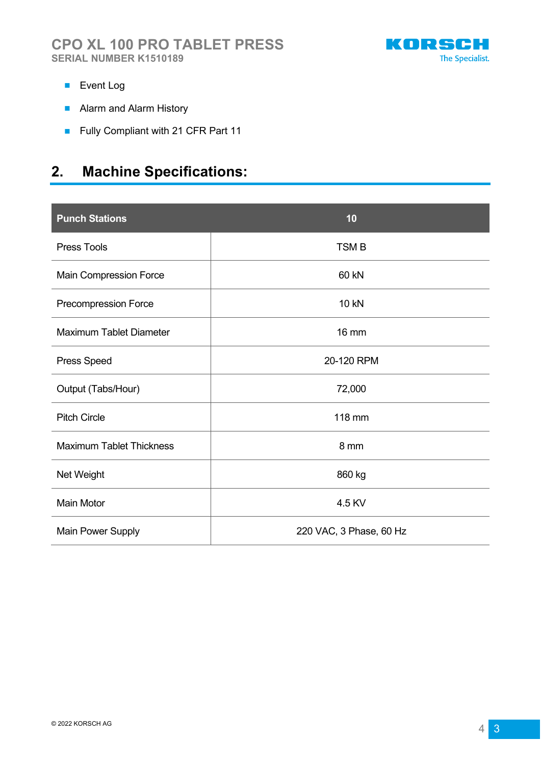- Event Log
- Alarm and Alarm History
- Fully Compliant with 21 CFR Part 11

## 2. Machine Specifications:

| Punch Stations | 10 |
|---|---|
| Press Tools | TSM B |
| Main Compression Force | 60 kN |
| Precompression Force | 10 kN |
| Maximum Tablet Diameter | 16 mm |
| Press Speed | 20-120 RPM |
| Output (Tabs/Hour) | 72,000 |
| Pitch Circle | 118 mm |
| Maximum Tablet Thickness | 8 mm |
| Net Weight | 860 kg |
| Main Motor | 4.5 KV |
| Main Power Supply | 220 VAC, 3 Phase, 60 Hz |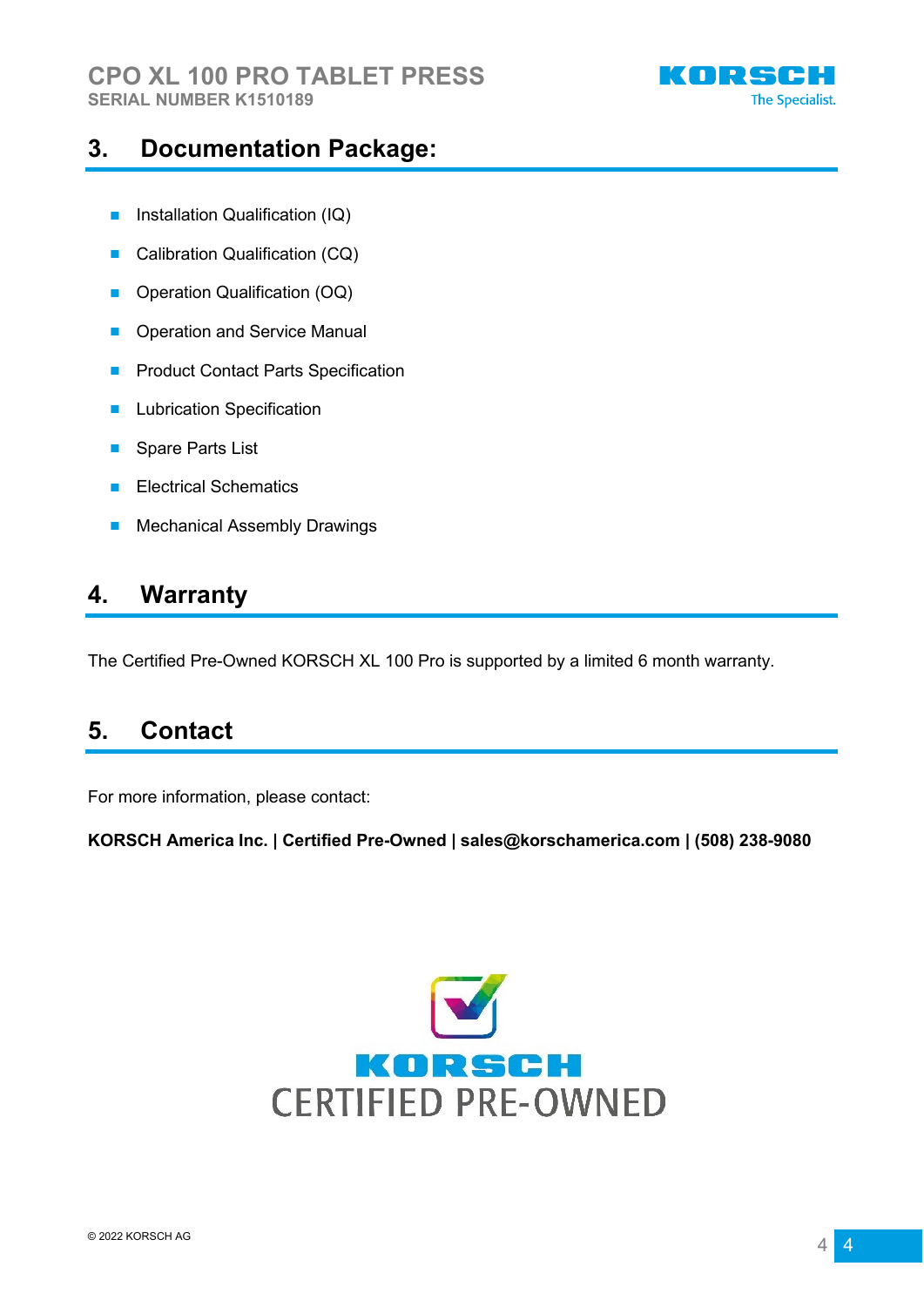## 3. Documentation Package:

- Installation Qualification (IQ)
- Calibration Qualification (CQ)
- Operation Qualification (OQ)
- Operation and Service Manual
- Product Contact Parts Specification
- Lubrication Specification
- Spare Parts List
- Electrical Schematics
- Mechanical Assembly Drawings

## 4. Warranty

The Certified Pre-Owned KORSCH XL 100 Pro is supported by a limited 6 month warranty.

## 5. Contact

For more information, please contact:

**KORSCH America Inc. | Certified Pre-Owned | sales@korschamerica.com | (508) 238-9080**

KORSCH
CERTIFIED PRE-OWNED

© 2022 KORSCH AG